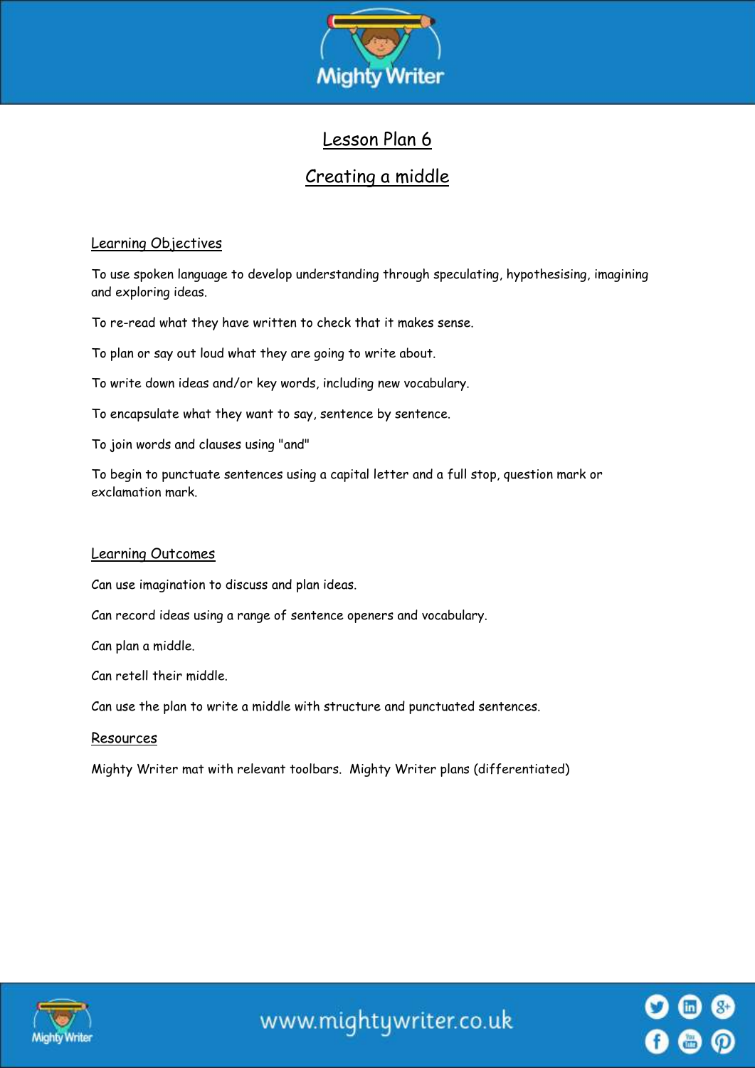# Lesson Plan 6

## Creating a middle

### Learning Objectives

To use spoken language to develop understanding through speculating, hypothesising, imagining and exploring ideas.

To re-read what they have written to check that it makes sense.

To plan or say out loud what they are going to write about.

To write down ideas and/or key words, including new vocabulary.

To encapsulate what they want to say, sentence by sentence.

To join words and clauses using "and"

To begin to punctuate sentences using a capital letter and a full stop, question mark or exclamation mark.

### Learning Outcomes

Can use imagination to discuss and plan ideas.

Can record ideas using a range of sentence openers and vocabulary.

Can plan a middle.

Can retell their middle.

Can use the plan to write a middle with structure and punctuated sentences.

### Resources

Mighty Writer mat with relevant toolbars. Mighty Writer plans (differentiated)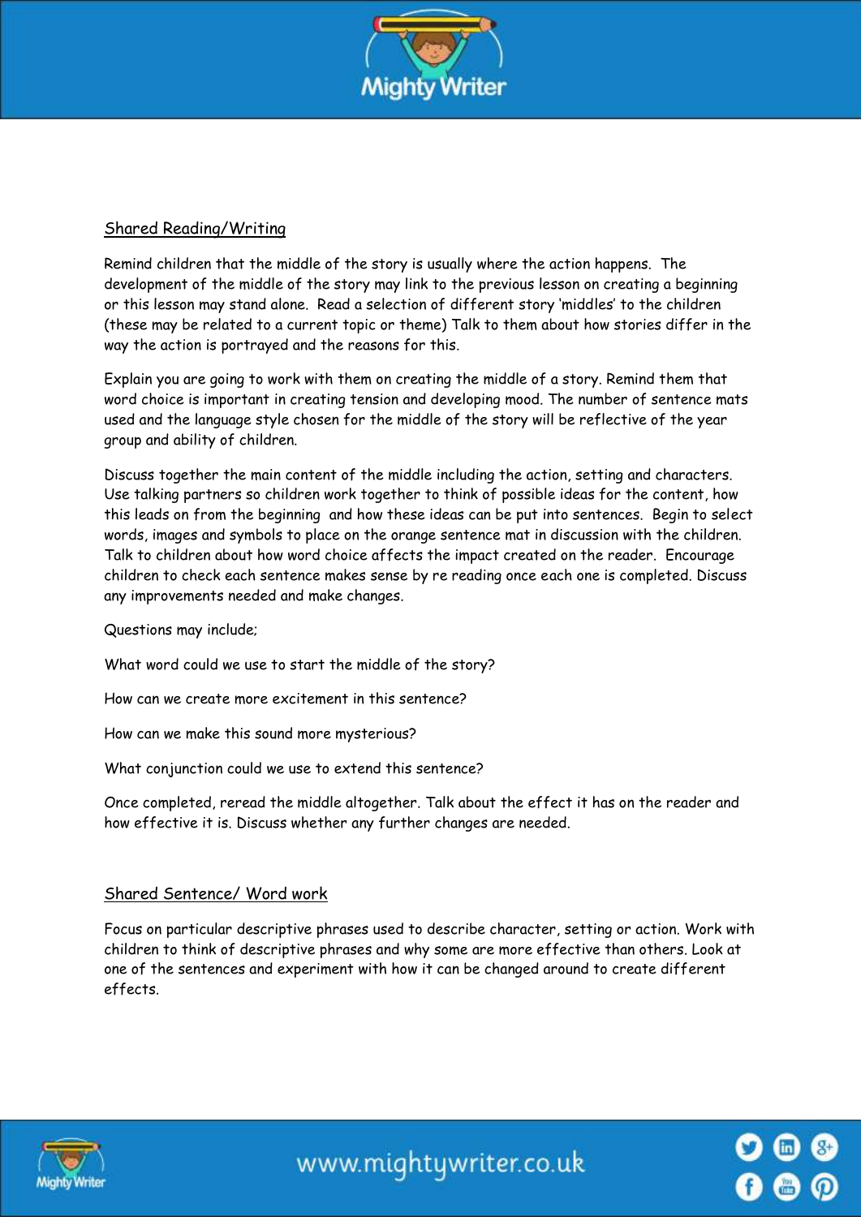## Shared Reading/Writing

Remind children that the middle of the story is usually where the action happens. The development of the middle of the story may link to the previous lesson on creating a beginning or this lesson may stand alone. Read a selection of different story 'middles' to the children (these may be related to a current topic or theme) Talk to them about how stories differ in the way the action is portrayed and the reasons for this.

Explain you are going to work with them on creating the middle of a story. Remind them that word choice is important in creating tension and developing mood. The number of sentence mats used and the language style chosen for the middle of the story will be reflective of the year group and ability of children.

Discuss together the main content of the middle including the action, setting and characters. Use talking partners so children work together to think of possible ideas for the content, how this leads on from the beginning and how these ideas can be put into sentences. Begin to select words, images and symbols to place on the orange sentence mat in discussion with the children. Talk to children about how word choice affects the impact created on the reader. Encourage children to check each sentence makes sense by re reading once each one is completed. Discuss any improvements needed and make changes.

Questions may include;

What word could we use to start the middle of the story?

How can we create more excitement in this sentence?

How can we make this sound more mysterious?

What conjunction could we use to extend this sentence?

Once completed, reread the middle altogether. Talk about the effect it has on the reader and how effective it is. Discuss whether any further changes are needed.

## Shared Sentence/ Word work

Focus on particular descriptive phrases used to describe character, setting or action. Work with children to think of descriptive phrases and why some are more effective than others. Look at one of the sentences and experiment with how it can be changed around to create different effects.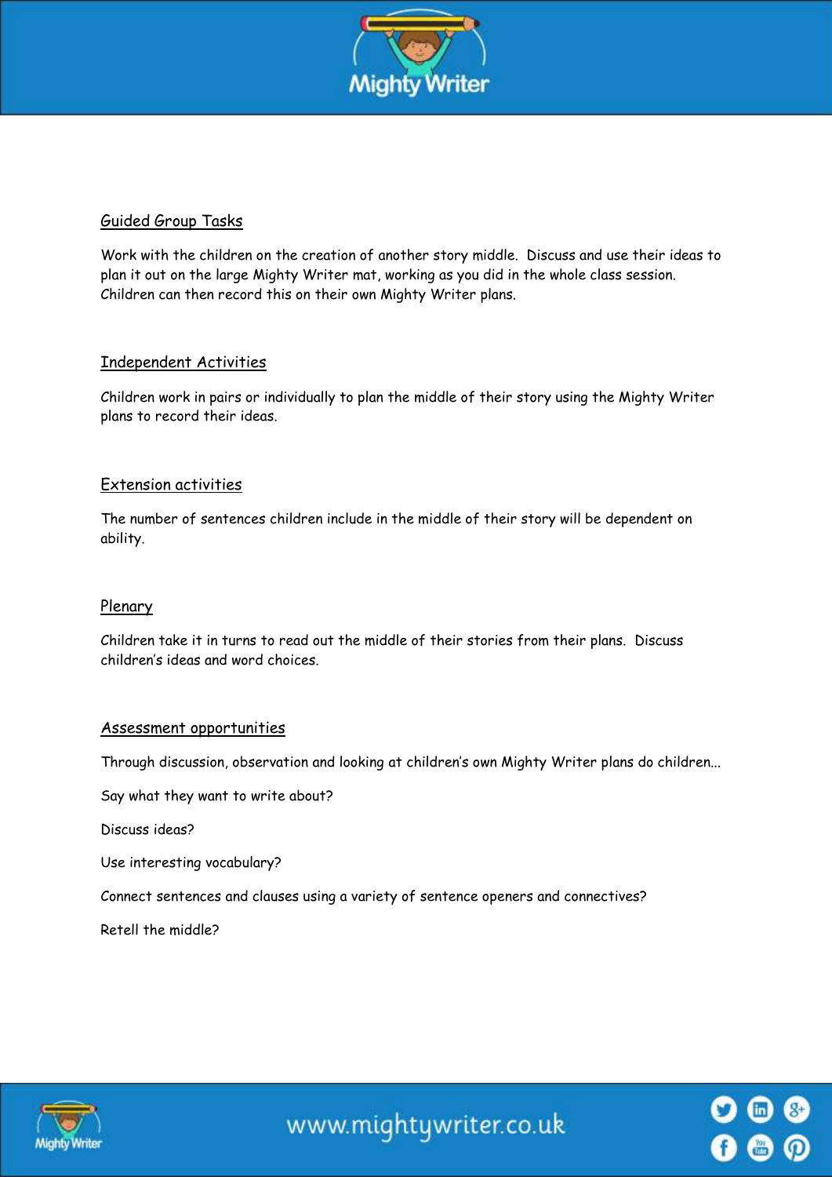## Guided Group Tasks

Work with the children on the creation of another story middle. Discuss and use their ideas to plan it out on the large Mighty Writer mat, working as you did in the whole class session. Children can then record this on their own Mighty Writer plans.

## Independent Activities

Children work in pairs or individually to plan the middle of their story using the Mighty Writer plans to record their ideas.

## Extension activities

The number of sentences children include in the middle of their story will be dependent on ability.

## Plenary

Children take it in turns to read out the middle of their stories from their plans. Discuss children's ideas and word choices.

## Assessment opportunities

Through discussion, observation and looking at children's own Mighty Writer plans do children...

Say what they want to write about?

Discuss ideas?

Use interesting vocabulary?

Connect sentences and clauses using a variety of sentence openers and connectives?

Retell the middle?